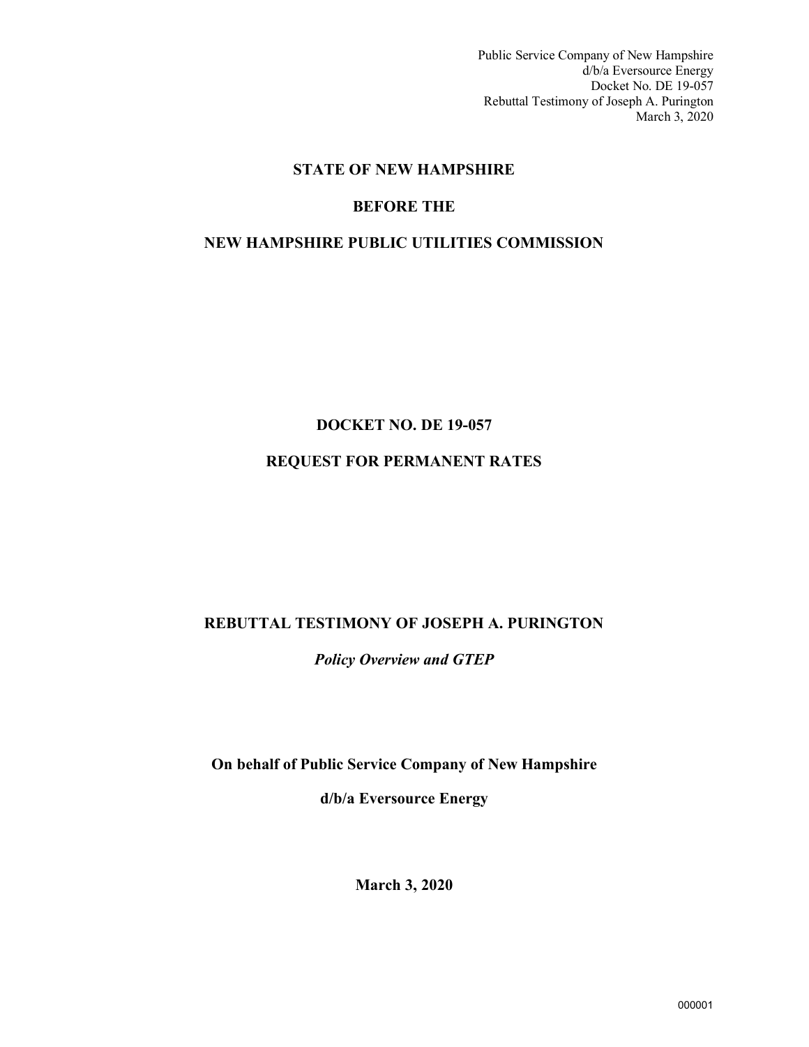# STATE OF NEW HAMPSHIRE

## BEFORE THE

## NEW HAMPSHIRE PUBLIC UTILITIES COMMISSION

**DOCKET NO. DE 19-057**

**REQUEST FOR PERMANENT RATES**

**REBUTTAL TESTIMONY OF JOSEPH A. PURINGTON**

***Policy Overview and GTEP***

**On behalf of Public Service Company of New Hampshire**

**d/b/a Eversource Energy**

**March 3, 2020**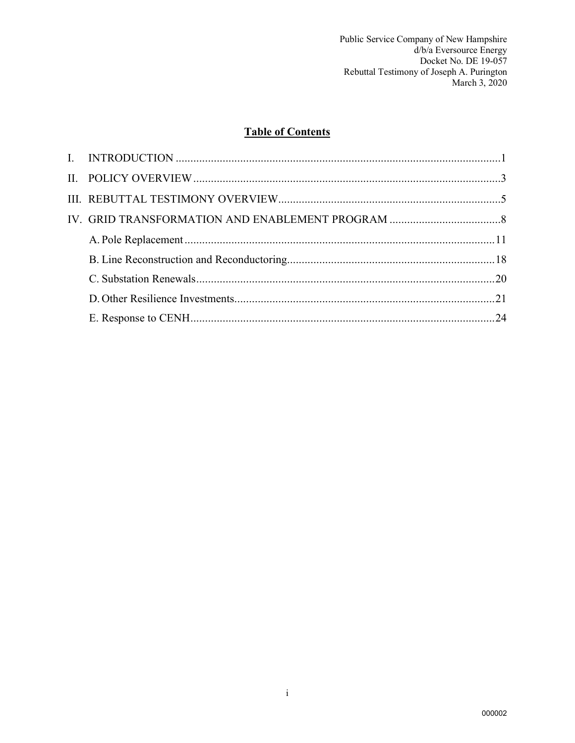Public Service Company of New Hampshire
d/b/a Eversource Energy
Docket No. DE 19-057
Rebuttal Testimony of Joseph A. Purington
March 3, 2020

## Table of Contents

I. INTRODUCTION ............................................................................................................1

II. POLICY OVERVIEW......................................................................................................3

III. REBUTTAL TESTIMONY OVERVIEW.........................................................................5

IV. GRID TRANSFORMATION AND ENABLEMENT PROGRAM .....................................8

- A. Pole Replacement ........................................................................................................11
- B. Line Reconstruction and Reconductoring.....................................................................18
- C. Substation Renewals.....................................................................................................20
- D. Other Resilience Investments.......................................................................................21
- E. Response to CENH.......................................................................................................24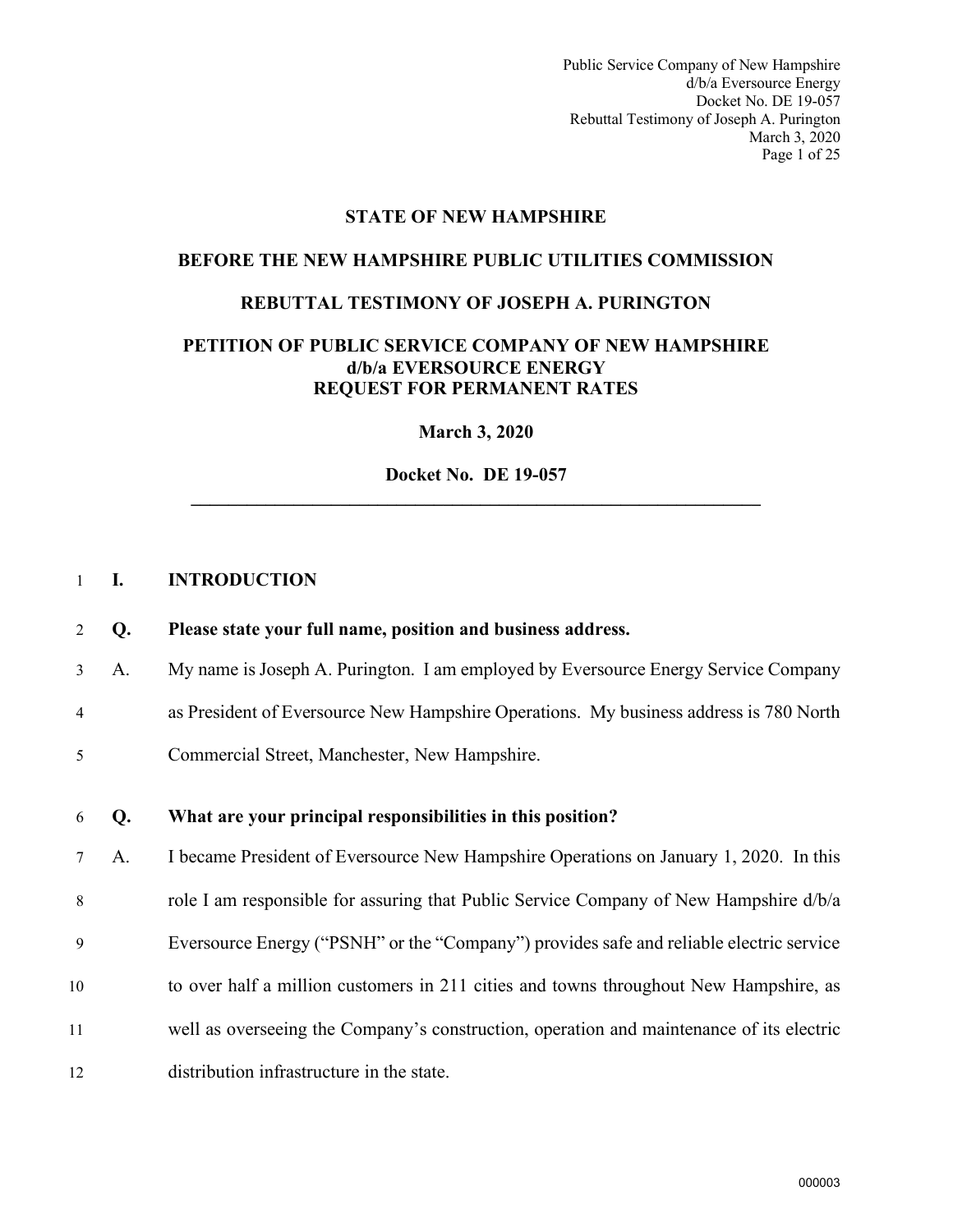**STATE OF NEW HAMPSHIRE**

**BEFORE THE NEW HAMPSHIRE PUBLIC UTILITIES COMMISSION**

**REBUTTAL TESTIMONY OF JOSEPH A. PURINGTON**

**PETITION OF PUBLIC SERVICE COMPANY OF NEW HAMPSHIRE d/b/a EVERSOURCE ENERGY REQUEST FOR PERMANENT RATES**

**March 3, 2020**

**Docket No. DE 19-057**

---

## I. INTRODUCTION

**Q. Please state your full name, position and business address.**

A. My name is Joseph A. Purington. I am employed by Eversource Energy Service Company as President of Eversource New Hampshire Operations. My business address is 780 North Commercial Street, Manchester, New Hampshire.

**Q. What are your principal responsibilities in this position?**

A. I became President of Eversource New Hampshire Operations on January 1, 2020. In this role I am responsible for assuring that Public Service Company of New Hampshire d/b/a Eversource Energy ("PSNH" or the "Company") provides safe and reliable electric service to over half a million customers in 211 cities and towns throughout New Hampshire, as well as overseeing the Company's construction, operation and maintenance of its electric distribution infrastructure in the state.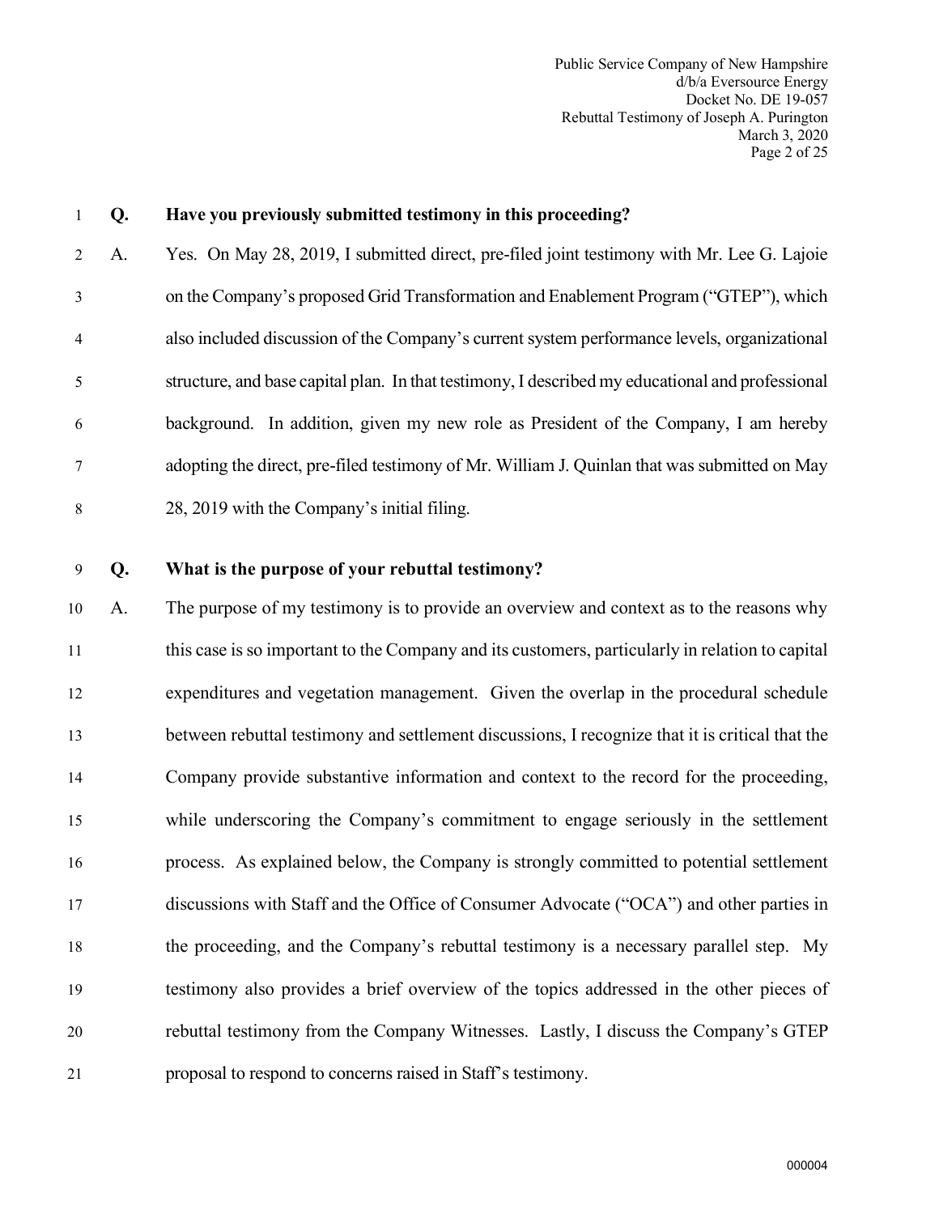**Q. Have you previously submitted testimony in this proceeding?**

A. Yes. On May 28, 2019, I submitted direct, pre-filed joint testimony with Mr. Lee G. Lajoie on the Company's proposed Grid Transformation and Enablement Program ("GTEP"), which also included discussion of the Company's current system performance levels, organizational structure, and base capital plan. In that testimony, I described my educational and professional background. In addition, given my new role as President of the Company, I am hereby adopting the direct, pre-filed testimony of Mr. William J. Quinlan that was submitted on May 28, 2019 with the Company's initial filing.

**Q. What is the purpose of your rebuttal testimony?**

A. The purpose of my testimony is to provide an overview and context as to the reasons why this case is so important to the Company and its customers, particularly in relation to capital expenditures and vegetation management. Given the overlap in the procedural schedule between rebuttal testimony and settlement discussions, I recognize that it is critical that the Company provide substantive information and context to the record for the proceeding, while underscoring the Company's commitment to engage seriously in the settlement process. As explained below, the Company is strongly committed to potential settlement discussions with Staff and the Office of Consumer Advocate ("OCA") and other parties in the proceeding, and the Company's rebuttal testimony is a necessary parallel step. My testimony also provides a brief overview of the topics addressed in the other pieces of rebuttal testimony from the Company Witnesses. Lastly, I discuss the Company's GTEP proposal to respond to concerns raised in Staff's testimony.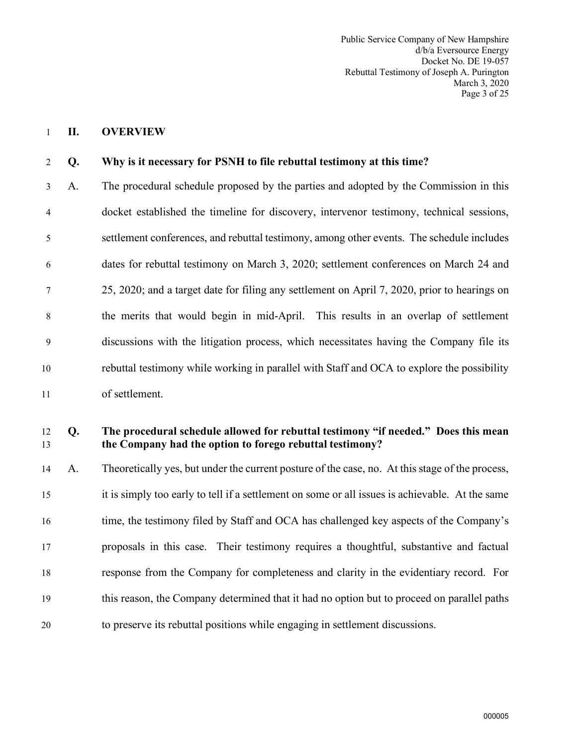## II. OVERVIEW

**Q. Why is it necessary for PSNH to file rebuttal testimony at this time?**

A. The procedural schedule proposed by the parties and adopted by the Commission in this docket established the timeline for discovery, intervenor testimony, technical sessions, settlement conferences, and rebuttal testimony, among other events. The schedule includes dates for rebuttal testimony on March 3, 2020; settlement conferences on March 24 and 25, 2020; and a target date for filing any settlement on April 7, 2020, prior to hearings on the merits that would begin in mid-April. This results in an overlap of settlement discussions with the litigation process, which necessitates having the Company file its rebuttal testimony while working in parallel with Staff and OCA to explore the possibility of settlement.

**Q. The procedural schedule allowed for rebuttal testimony "if needed." Does this mean the Company had the option to forego rebuttal testimony?**

A. Theoretically yes, but under the current posture of the case, no. At this stage of the process, it is simply too early to tell if a settlement on some or all issues is achievable. At the same time, the testimony filed by Staff and OCA has challenged key aspects of the Company's proposals in this case. Their testimony requires a thoughtful, substantive and factual response from the Company for completeness and clarity in the evidentiary record. For this reason, the Company determined that it had no option but to proceed on parallel paths to preserve its rebuttal positions while engaging in settlement discussions.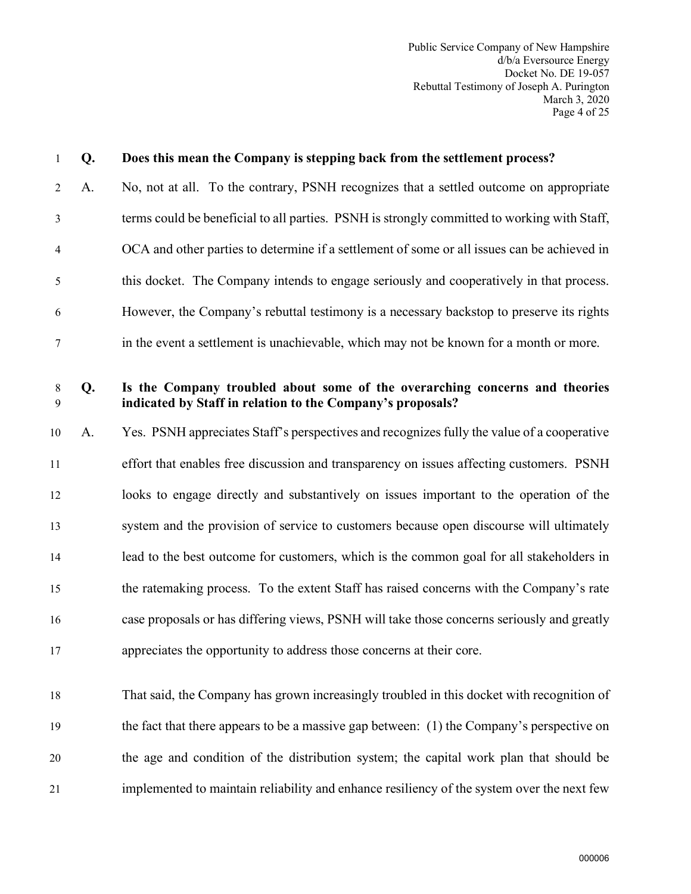**Q. Does this mean the Company is stepping back from the settlement process?**

A. No, not at all. To the contrary, PSNH recognizes that a settled outcome on appropriate terms could be beneficial to all parties. PSNH is strongly committed to working with Staff, OCA and other parties to determine if a settlement of some or all issues can be achieved in this docket. The Company intends to engage seriously and cooperatively in that process. However, the Company's rebuttal testimony is a necessary backstop to preserve its rights in the event a settlement is unachievable, which may not be known for a month or more.

**Q. Is the Company troubled about some of the overarching concerns and theories indicated by Staff in relation to the Company's proposals?**

A. Yes. PSNH appreciates Staff's perspectives and recognizes fully the value of a cooperative effort that enables free discussion and transparency on issues affecting customers. PSNH looks to engage directly and substantively on issues important to the operation of the system and the provision of service to customers because open discourse will ultimately lead to the best outcome for customers, which is the common goal for all stakeholders in the ratemaking process. To the extent Staff has raised concerns with the Company's rate case proposals or has differing views, PSNH will take those concerns seriously and greatly appreciates the opportunity to address those concerns at their core.

That said, the Company has grown increasingly troubled in this docket with recognition of the fact that there appears to be a massive gap between: (1) the Company's perspective on the age and condition of the distribution system; the capital work plan that should be implemented to maintain reliability and enhance resiliency of the system over the next few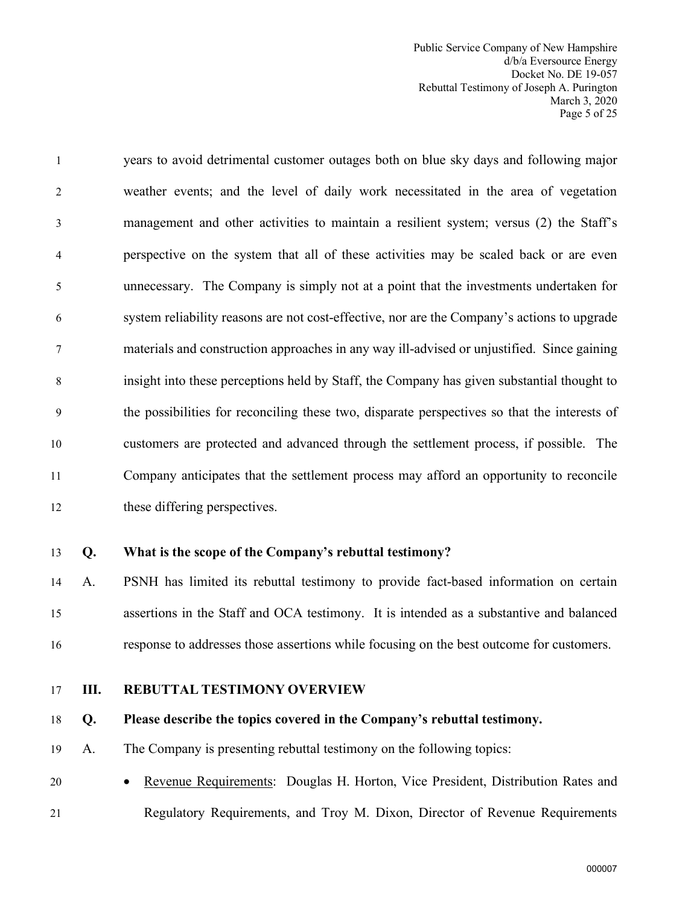years to avoid detrimental customer outages both on blue sky days and following major weather events; and the level of daily work necessitated in the area of vegetation management and other activities to maintain a resilient system; versus (2) the Staff's perspective on the system that all of these activities may be scaled back or are even unnecessary. The Company is simply not at a point that the investments undertaken for system reliability reasons are not cost-effective, nor are the Company's actions to upgrade materials and construction approaches in any way ill-advised or unjustified. Since gaining insight into these perceptions held by Staff, the Company has given substantial thought to the possibilities for reconciling these two, disparate perspectives so that the interests of customers are protected and advanced through the settlement process, if possible. The Company anticipates that the settlement process may afford an opportunity to reconcile these differing perspectives.

**Q. What is the scope of the Company's rebuttal testimony?**

A. PSNH has limited its rebuttal testimony to provide fact-based information on certain assertions in the Staff and OCA testimony. It is intended as a substantive and balanced response to addresses those assertions while focusing on the best outcome for customers.

## III. REBUTTAL TESTIMONY OVERVIEW

**Q. Please describe the topics covered in the Company's rebuttal testimony.**

A. The Company is presenting rebuttal testimony on the following topics:

- Revenue Requirements: Douglas H. Horton, Vice President, Distribution Rates and Regulatory Requirements, and Troy M. Dixon, Director of Revenue Requirements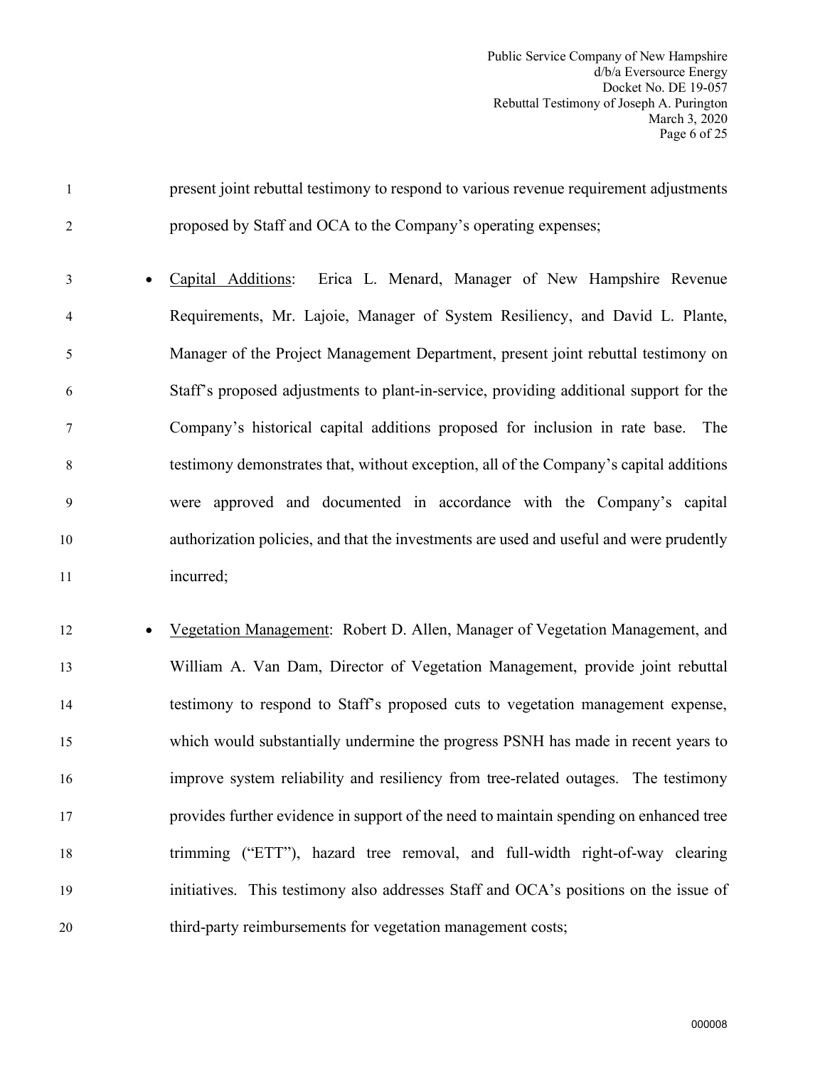present joint rebuttal testimony to respond to various revenue requirement adjustments proposed by Staff and OCA to the Company's operating expenses;

- Capital Additions: Erica L. Menard, Manager of New Hampshire Revenue Requirements, Mr. Lajoie, Manager of System Resiliency, and David L. Plante, Manager of the Project Management Department, present joint rebuttal testimony on Staff's proposed adjustments to plant-in-service, providing additional support for the Company's historical capital additions proposed for inclusion in rate base. The testimony demonstrates that, without exception, all of the Company's capital additions were approved and documented in accordance with the Company's capital authorization policies, and that the investments are used and useful and were prudently incurred;

- Vegetation Management: Robert D. Allen, Manager of Vegetation Management, and William A. Van Dam, Director of Vegetation Management, provide joint rebuttal testimony to respond to Staff's proposed cuts to vegetation management expense, which would substantially undermine the progress PSNH has made in recent years to improve system reliability and resiliency from tree-related outages. The testimony provides further evidence in support of the need to maintain spending on enhanced tree trimming ("ETT"), hazard tree removal, and full-width right-of-way clearing initiatives. This testimony also addresses Staff and OCA's positions on the issue of third-party reimbursements for vegetation management costs;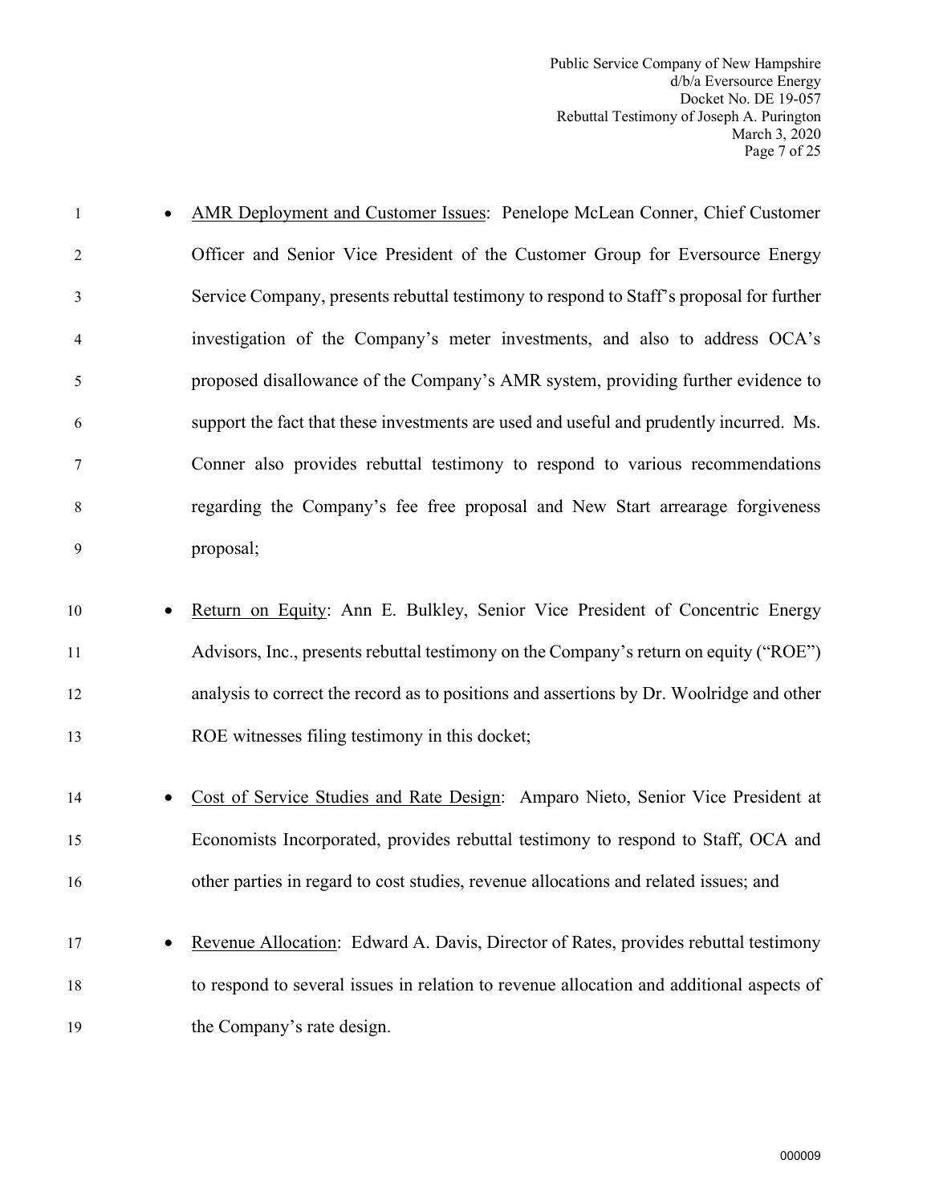- AMR Deployment and Customer Issues: Penelope McLean Conner, Chief Customer Officer and Senior Vice President of the Customer Group for Eversource Energy Service Company, presents rebuttal testimony to respond to Staff's proposal for further investigation of the Company's meter investments, and also to address OCA's proposed disallowance of the Company's AMR system, providing further evidence to support the fact that these investments are used and useful and prudently incurred. Ms. Conner also provides rebuttal testimony to respond to various recommendations regarding the Company's fee free proposal and New Start arrearage forgiveness proposal;

- Return on Equity: Ann E. Bulkley, Senior Vice President of Concentric Energy Advisors, Inc., presents rebuttal testimony on the Company's return on equity ("ROE") analysis to correct the record as to positions and assertions by Dr. Woolridge and other ROE witnesses filing testimony in this docket;

- Cost of Service Studies and Rate Design: Amparo Nieto, Senior Vice President at Economists Incorporated, provides rebuttal testimony to respond to Staff, OCA and other parties in regard to cost studies, revenue allocations and related issues; and

- Revenue Allocation: Edward A. Davis, Director of Rates, provides rebuttal testimony to respond to several issues in relation to revenue allocation and additional aspects of the Company's rate design.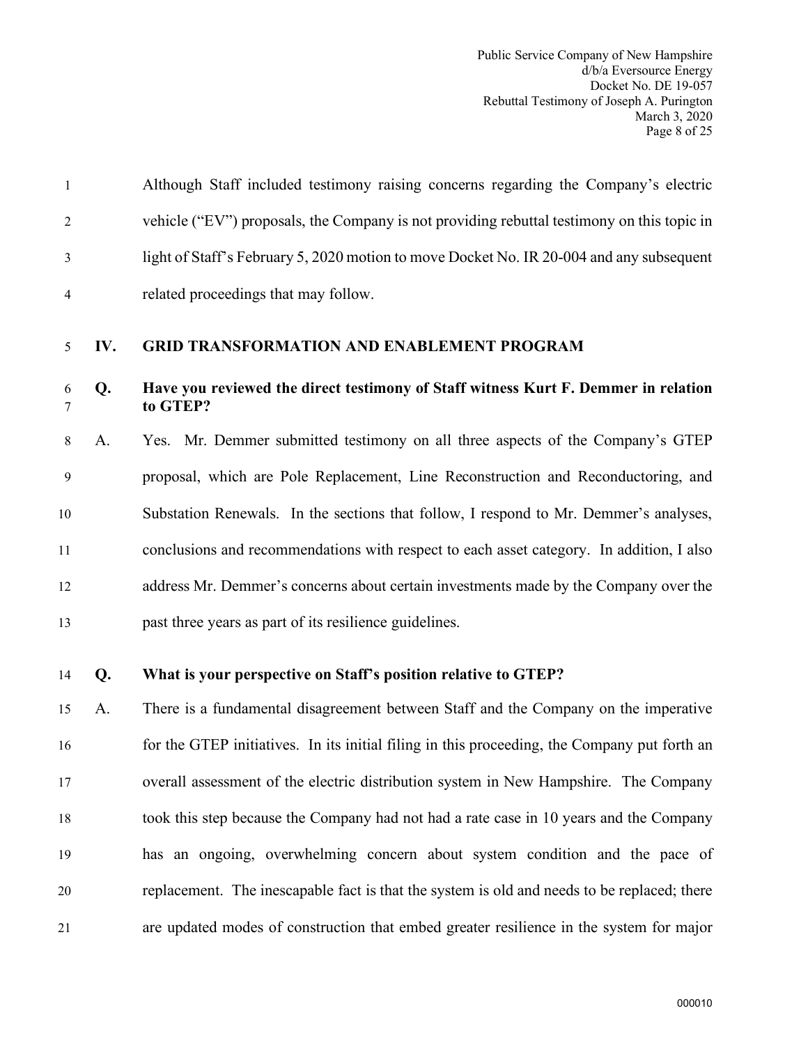Although Staff included testimony raising concerns regarding the Company's electric vehicle ("EV") proposals, the Company is not providing rebuttal testimony on this topic in light of Staff's February 5, 2020 motion to move Docket No. IR 20-004 and any subsequent related proceedings that may follow.

## IV. GRID TRANSFORMATION AND ENABLEMENT PROGRAM

**Q. Have you reviewed the direct testimony of Staff witness Kurt F. Demmer in relation to GTEP?**

A. Yes. Mr. Demmer submitted testimony on all three aspects of the Company's GTEP proposal, which are Pole Replacement, Line Reconstruction and Reconductoring, and Substation Renewals. In the sections that follow, I respond to Mr. Demmer's analyses, conclusions and recommendations with respect to each asset category. In addition, I also address Mr. Demmer's concerns about certain investments made by the Company over the past three years as part of its resilience guidelines.

**Q. What is your perspective on Staff's position relative to GTEP?**

A. There is a fundamental disagreement between Staff and the Company on the imperative for the GTEP initiatives. In its initial filing in this proceeding, the Company put forth an overall assessment of the electric distribution system in New Hampshire. The Company took this step because the Company had not had a rate case in 10 years and the Company has an ongoing, overwhelming concern about system condition and the pace of replacement. The inescapable fact is that the system is old and needs to be replaced; there are updated modes of construction that embed greater resilience in the system for major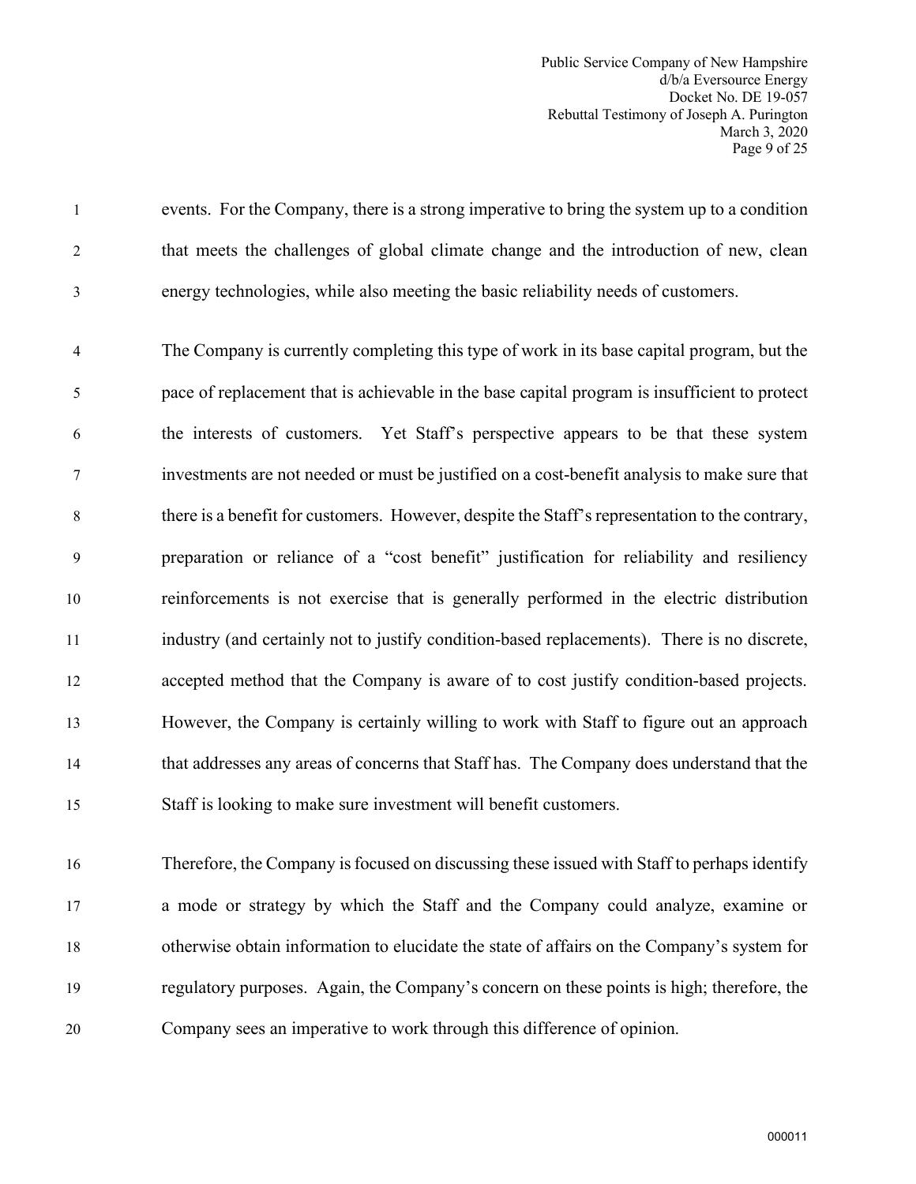events. For the Company, there is a strong imperative to bring the system up to a condition that meets the challenges of global climate change and the introduction of new, clean energy technologies, while also meeting the basic reliability needs of customers.

The Company is currently completing this type of work in its base capital program, but the pace of replacement that is achievable in the base capital program is insufficient to protect the interests of customers. Yet Staff's perspective appears to be that these system investments are not needed or must be justified on a cost-benefit analysis to make sure that there is a benefit for customers. However, despite the Staff's representation to the contrary, preparation or reliance of a "cost benefit" justification for reliability and resiliency reinforcements is not exercise that is generally performed in the electric distribution industry (and certainly not to justify condition-based replacements). There is no discrete, accepted method that the Company is aware of to cost justify condition-based projects. However, the Company is certainly willing to work with Staff to figure out an approach that addresses any areas of concerns that Staff has. The Company does understand that the Staff is looking to make sure investment will benefit customers.

Therefore, the Company is focused on discussing these issued with Staff to perhaps identify a mode or strategy by which the Staff and the Company could analyze, examine or otherwise obtain information to elucidate the state of affairs on the Company's system for regulatory purposes. Again, the Company's concern on these points is high; therefore, the Company sees an imperative to work through this difference of opinion.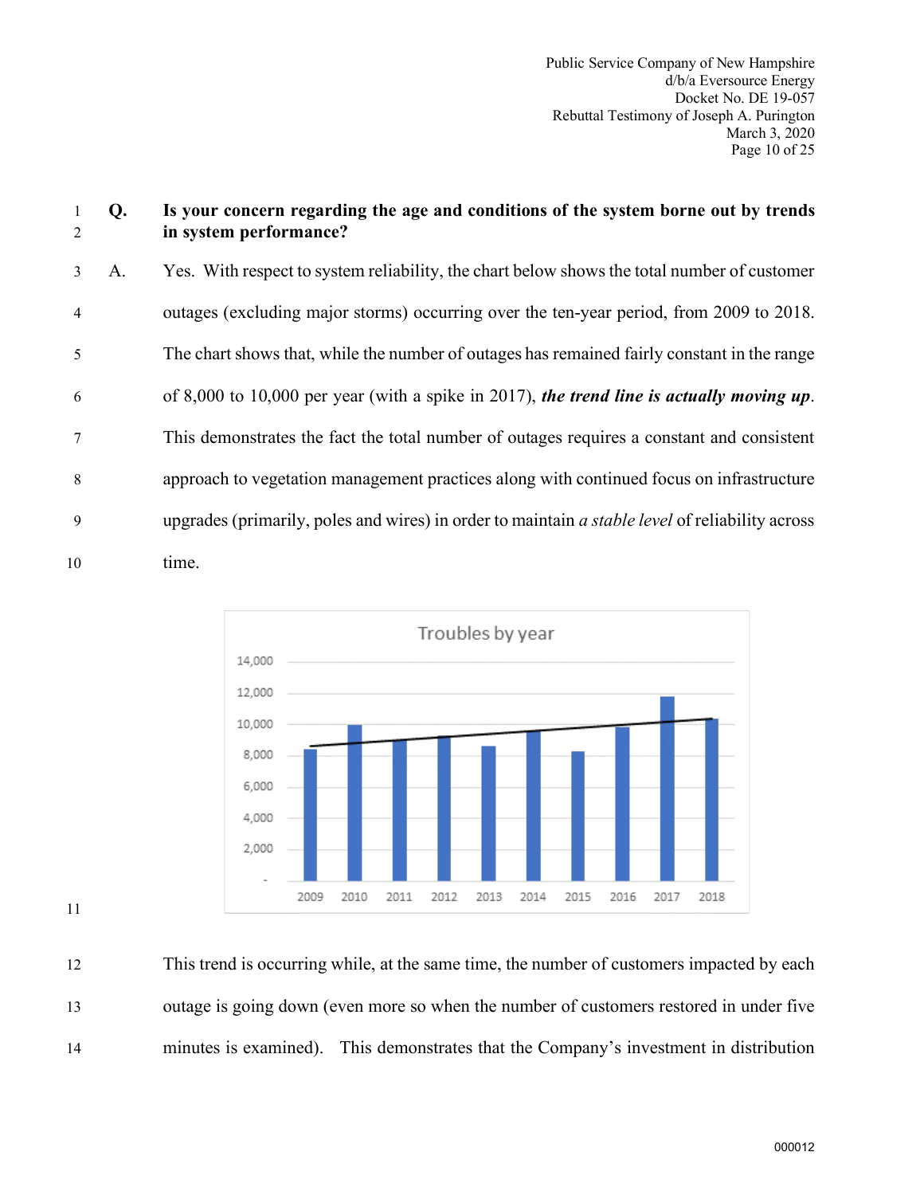**Q. Is your concern regarding the age and conditions of the system borne out by trends in system performance?**

A. Yes. With respect to system reliability, the chart below shows the total number of customer outages (excluding major storms) occurring over the ten-year period, from 2009 to 2018. The chart shows that, while the number of outages has remained fairly constant in the range of 8,000 to 10,000 per year (with a spike in 2017), ***the trend line is actually moving up***. This demonstrates the fact the total number of outages requires a constant and consistent approach to vegetation management practices along with continued focus on infrastructure upgrades (primarily, poles and wires) in order to maintain *a stable level* of reliability across time.

This trend is occurring while, at the same time, the number of customers impacted by each outage is going down (even more so when the number of customers restored in under five minutes is examined). This demonstrates that the Company's investment in distribution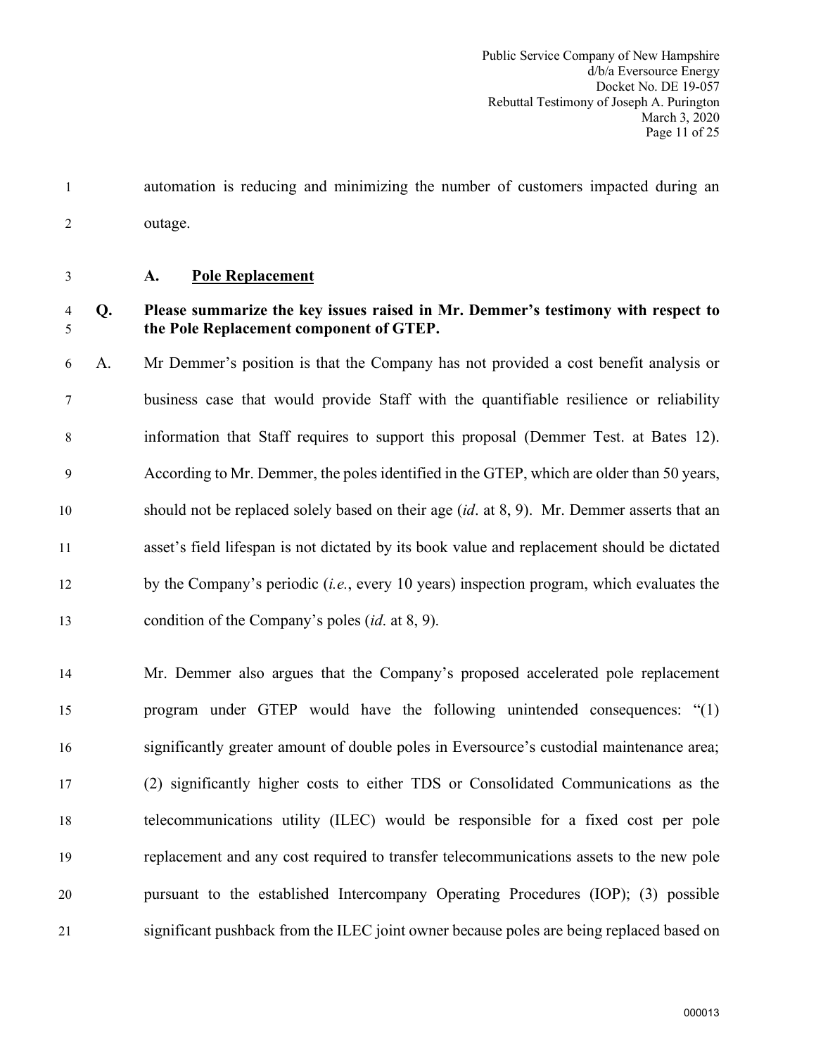automation is reducing and minimizing the number of customers impacted during an outage.

### A. Pole Replacement

**Q. Please summarize the key issues raised in Mr. Demmer's testimony with respect to the Pole Replacement component of GTEP.**

A. Mr Demmer's position is that the Company has not provided a cost benefit analysis or business case that would provide Staff with the quantifiable resilience or reliability information that Staff requires to support this proposal (Demmer Test. at Bates 12). According to Mr. Demmer, the poles identified in the GTEP, which are older than 50 years, should not be replaced solely based on their age (*id*. at 8, 9). Mr. Demmer asserts that an asset's field lifespan is not dictated by its book value and replacement should be dictated by the Company's periodic (*i.e.*, every 10 years) inspection program, which evaluates the condition of the Company's poles (*id*. at 8, 9).

Mr. Demmer also argues that the Company's proposed accelerated pole replacement program under GTEP would have the following unintended consequences: "(1) significantly greater amount of double poles in Eversource's custodial maintenance area; (2) significantly higher costs to either TDS or Consolidated Communications as the telecommunications utility (ILEC) would be responsible for a fixed cost per pole replacement and any cost required to transfer telecommunications assets to the new pole pursuant to the established Intercompany Operating Procedures (IOP); (3) possible significant pushback from the ILEC joint owner because poles are being replaced based on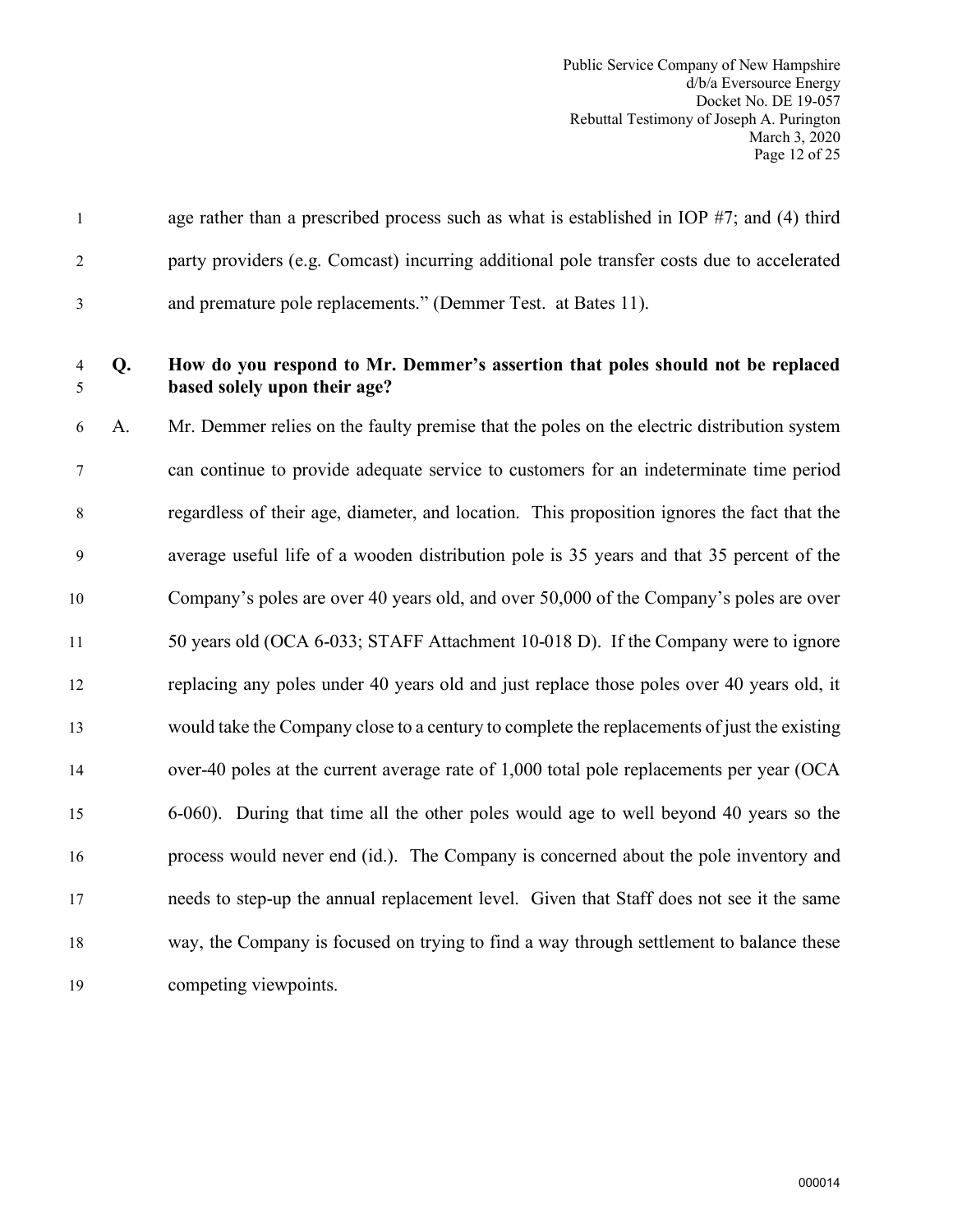age rather than a prescribed process such as what is established in IOP #7; and (4) third party providers (e.g. Comcast) incurring additional pole transfer costs due to accelerated and premature pole replacements." (Demmer Test. at Bates 11).

**Q. How do you respond to Mr. Demmer's assertion that poles should not be replaced based solely upon their age?**

A. Mr. Demmer relies on the faulty premise that the poles on the electric distribution system can continue to provide adequate service to customers for an indeterminate time period regardless of their age, diameter, and location. This proposition ignores the fact that the average useful life of a wooden distribution pole is 35 years and that 35 percent of the Company's poles are over 40 years old, and over 50,000 of the Company's poles are over 50 years old (OCA 6-033; STAFF Attachment 10-018 D). If the Company were to ignore replacing any poles under 40 years old and just replace those poles over 40 years old, it would take the Company close to a century to complete the replacements of just the existing over-40 poles at the current average rate of 1,000 total pole replacements per year (OCA 6-060). During that time all the other poles would age to well beyond 40 years so the process would never end (id.). The Company is concerned about the pole inventory and needs to step-up the annual replacement level. Given that Staff does not see it the same way, the Company is focused on trying to find a way through settlement to balance these competing viewpoints.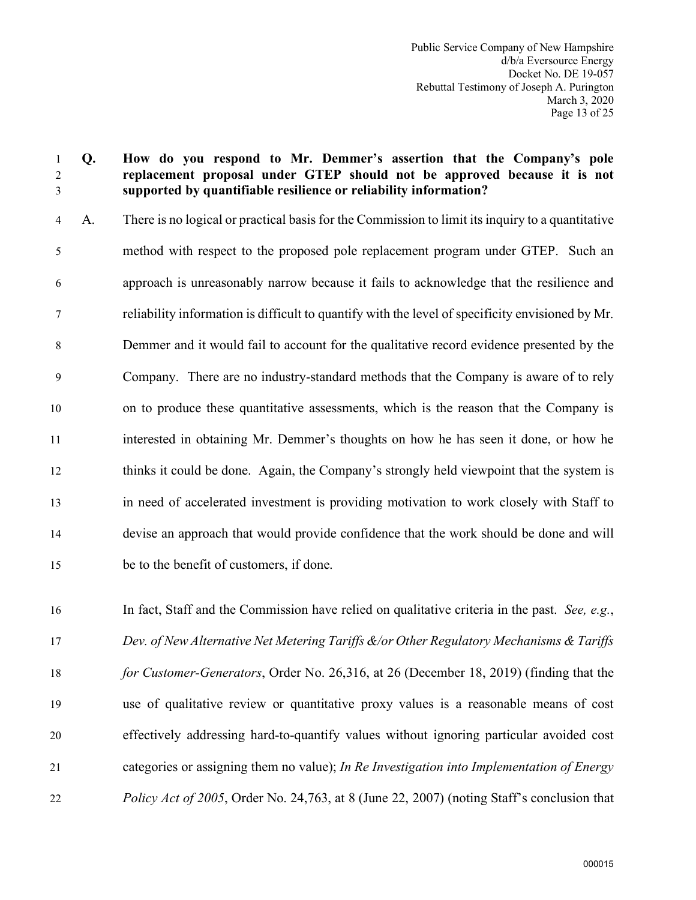**Q. How do you respond to Mr. Demmer's assertion that the Company's pole replacement proposal under GTEP should not be approved because it is not supported by quantifiable resilience or reliability information?**

A. There is no logical or practical basis for the Commission to limit its inquiry to a quantitative method with respect to the proposed pole replacement program under GTEP. Such an approach is unreasonably narrow because it fails to acknowledge that the resilience and reliability information is difficult to quantify with the level of specificity envisioned by Mr. Demmer and it would fail to account for the qualitative record evidence presented by the Company. There are no industry-standard methods that the Company is aware of to rely on to produce these quantitative assessments, which is the reason that the Company is interested in obtaining Mr. Demmer's thoughts on how he has seen it done, or how he thinks it could be done. Again, the Company's strongly held viewpoint that the system is in need of accelerated investment is providing motivation to work closely with Staff to devise an approach that would provide confidence that the work should be done and will be to the benefit of customers, if done.

In fact, Staff and the Commission have relied on qualitative criteria in the past. *See, e.g.*, *Dev. of New Alternative Net Metering Tariffs &/or Other Regulatory Mechanisms & Tariffs for Customer-Generators*, Order No. 26,316, at 26 (December 18, 2019) (finding that the use of qualitative review or quantitative proxy values is a reasonable means of cost effectively addressing hard-to-quantify values without ignoring particular avoided cost categories or assigning them no value); *In Re Investigation into Implementation of Energy Policy Act of 2005*, Order No. 24,763, at 8 (June 22, 2007) (noting Staff's conclusion that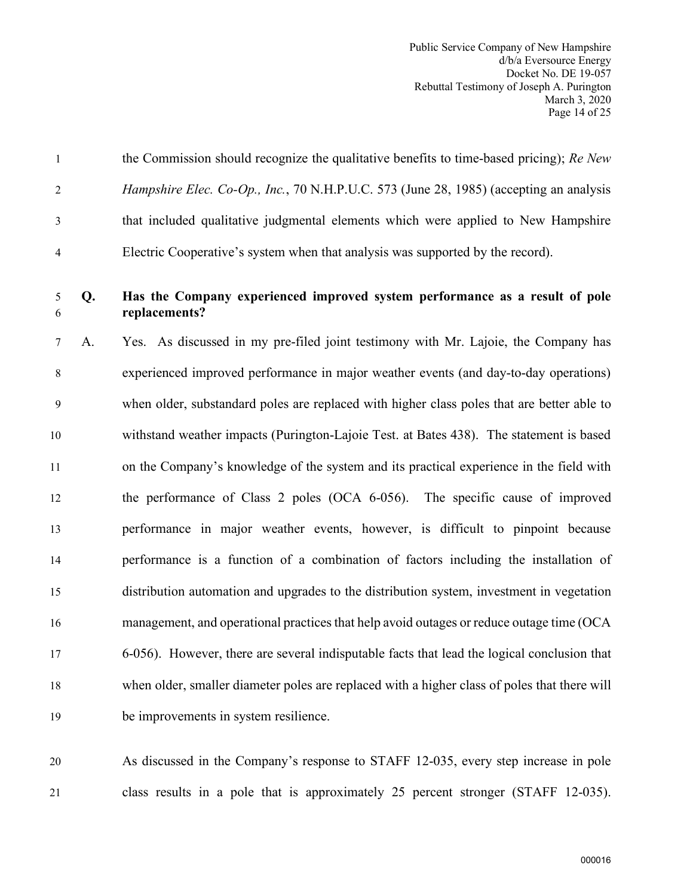the Commission should recognize the qualitative benefits to time-based pricing); *Re New Hampshire Elec. Co-Op., Inc.*, 70 N.H.P.U.C. 573 (June 28, 1985) (accepting an analysis that included qualitative judgmental elements which were applied to New Hampshire Electric Cooperative's system when that analysis was supported by the record).

**Q. Has the Company experienced improved system performance as a result of pole replacements?**

A. Yes. As discussed in my pre-filed joint testimony with Mr. Lajoie, the Company has experienced improved performance in major weather events (and day-to-day operations) when older, substandard poles are replaced with higher class poles that are better able to withstand weather impacts (Purington-Lajoie Test. at Bates 438). The statement is based on the Company's knowledge of the system and its practical experience in the field with the performance of Class 2 poles (OCA 6-056). The specific cause of improved performance in major weather events, however, is difficult to pinpoint because performance is a function of a combination of factors including the installation of distribution automation and upgrades to the distribution system, investment in vegetation management, and operational practices that help avoid outages or reduce outage time (OCA 6-056). However, there are several indisputable facts that lead the logical conclusion that when older, smaller diameter poles are replaced with a higher class of poles that there will be improvements in system resilience.

As discussed in the Company's response to STAFF 12-035, every step increase in pole class results in a pole that is approximately 25 percent stronger (STAFF 12-035).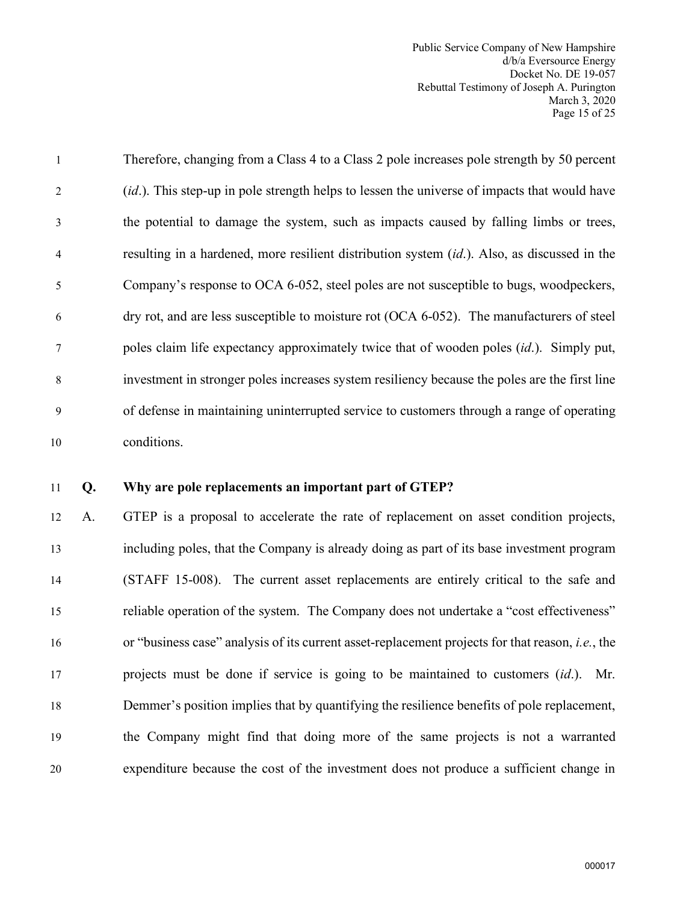Therefore, changing from a Class 4 to a Class 2 pole increases pole strength by 50 percent (*id*.). This step-up in pole strength helps to lessen the universe of impacts that would have the potential to damage the system, such as impacts caused by falling limbs or trees, resulting in a hardened, more resilient distribution system (*id*.). Also, as discussed in the Company's response to OCA 6-052, steel poles are not susceptible to bugs, woodpeckers, dry rot, and are less susceptible to moisture rot (OCA 6-052). The manufacturers of steel poles claim life expectancy approximately twice that of wooden poles (*id*.). Simply put, investment in stronger poles increases system resiliency because the poles are the first line of defense in maintaining uninterrupted service to customers through a range of operating conditions.

**Q. Why are pole replacements an important part of GTEP?**

A. GTEP is a proposal to accelerate the rate of replacement on asset condition projects, including poles, that the Company is already doing as part of its base investment program (STAFF 15-008). The current asset replacements are entirely critical to the safe and reliable operation of the system. The Company does not undertake a "cost effectiveness" or "business case" analysis of its current asset-replacement projects for that reason, *i.e.*, the projects must be done if service is going to be maintained to customers (*id*.). Mr. Demmer's position implies that by quantifying the resilience benefits of pole replacement, the Company might find that doing more of the same projects is not a warranted expenditure because the cost of the investment does not produce a sufficient change in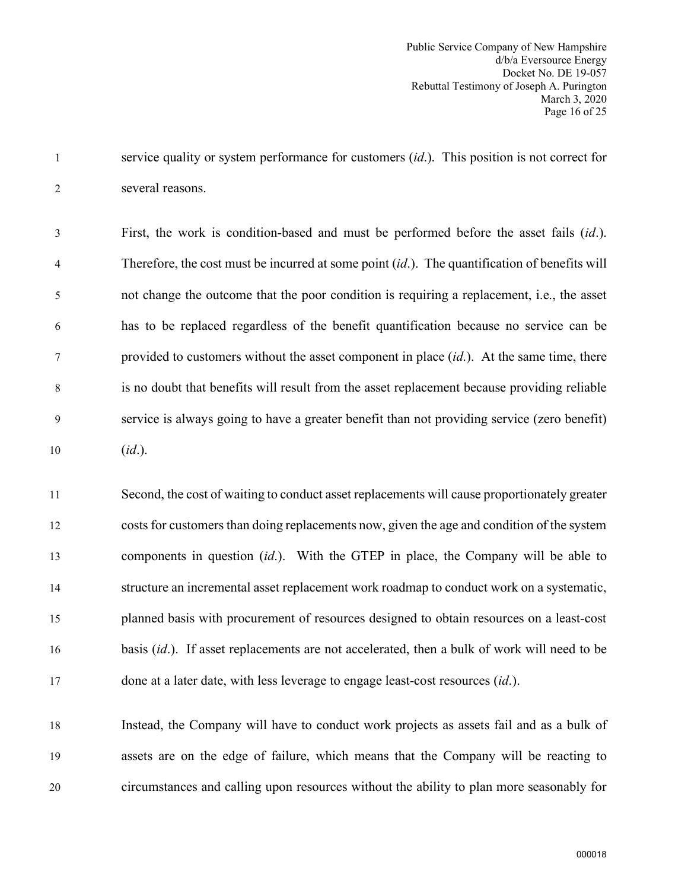service quality or system performance for customers (*id*.). This position is not correct for several reasons.

First, the work is condition-based and must be performed before the asset fails (*id*.). Therefore, the cost must be incurred at some point (*id*.). The quantification of benefits will not change the outcome that the poor condition is requiring a replacement, i.e., the asset has to be replaced regardless of the benefit quantification because no service can be provided to customers without the asset component in place (*id.*). At the same time, there is no doubt that benefits will result from the asset replacement because providing reliable service is always going to have a greater benefit than not providing service (zero benefit) (*id*.).

Second, the cost of waiting to conduct asset replacements will cause proportionately greater costs for customers than doing replacements now, given the age and condition of the system components in question (*id*.). With the GTEP in place, the Company will be able to structure an incremental asset replacement work roadmap to conduct work on a systematic, planned basis with procurement of resources designed to obtain resources on a least-cost basis (*id*.). If asset replacements are not accelerated, then a bulk of work will need to be done at a later date, with less leverage to engage least-cost resources (*id*.).

Instead, the Company will have to conduct work projects as assets fail and as a bulk of assets are on the edge of failure, which means that the Company will be reacting to circumstances and calling upon resources without the ability to plan more seasonably for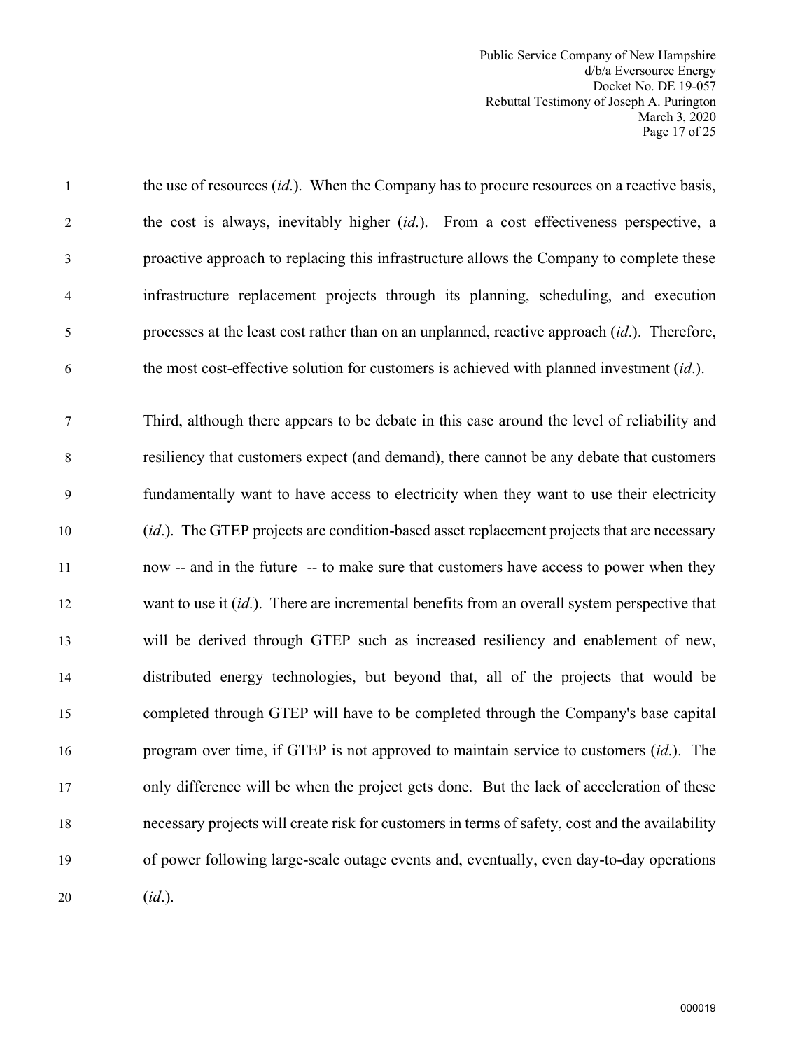the use of resources (*id.*). When the Company has to procure resources on a reactive basis, the cost is always, inevitably higher (*id.*). From a cost effectiveness perspective, a proactive approach to replacing this infrastructure allows the Company to complete these infrastructure replacement projects through its planning, scheduling, and execution processes at the least cost rather than on an unplanned, reactive approach (*id.*). Therefore, the most cost-effective solution for customers is achieved with planned investment (*id.*).

Third, although there appears to be debate in this case around the level of reliability and resiliency that customers expect (and demand), there cannot be any debate that customers fundamentally want to have access to electricity when they want to use their electricity (*id.*). The GTEP projects are condition-based asset replacement projects that are necessary now -- and in the future -- to make sure that customers have access to power when they want to use it (*id.*). There are incremental benefits from an overall system perspective that will be derived through GTEP such as increased resiliency and enablement of new, distributed energy technologies, but beyond that, all of the projects that would be completed through GTEP will have to be completed through the Company's base capital program over time, if GTEP is not approved to maintain service to customers (*id.*). The only difference will be when the project gets done. But the lack of acceleration of these necessary projects will create risk for customers in terms of safety, cost and the availability of power following large-scale outage events and, eventually, even day-to-day operations (*id.*).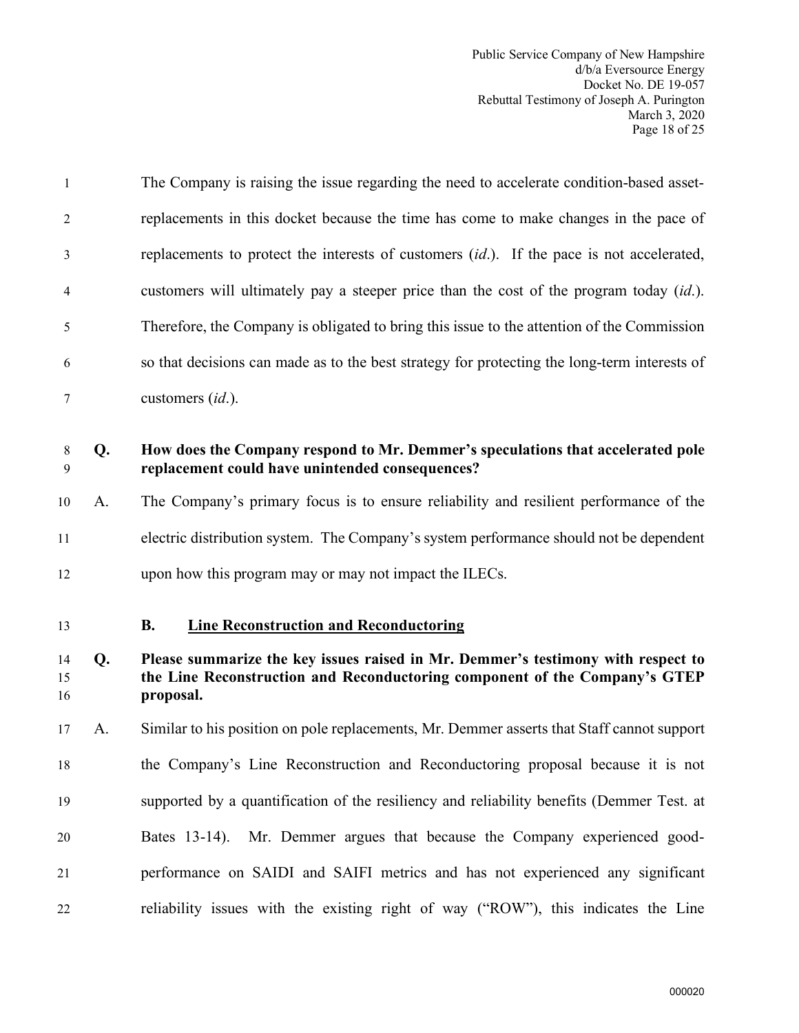The Company is raising the issue regarding the need to accelerate condition-based asset-replacements in this docket because the time has come to make changes in the pace of replacements to protect the interests of customers (*id*.). If the pace is not accelerated, customers will ultimately pay a steeper price than the cost of the program today (*id*.). Therefore, the Company is obligated to bring this issue to the attention of the Commission so that decisions can made as to the best strategy for protecting the long-term interests of customers (*id*.).

**Q. How does the Company respond to Mr. Demmer's speculations that accelerated pole replacement could have unintended consequences?**

A. The Company's primary focus is to ensure reliability and resilient performance of the electric distribution system. The Company's system performance should not be dependent upon how this program may or may not impact the ILECs.

### B. Line Reconstruction and Reconductoring

**Q. Please summarize the key issues raised in Mr. Demmer's testimony with respect to the Line Reconstruction and Reconductoring component of the Company's GTEP proposal.**

A. Similar to his position on pole replacements, Mr. Demmer asserts that Staff cannot support the Company's Line Reconstruction and Reconductoring proposal because it is not supported by a quantification of the resiliency and reliability benefits (Demmer Test. at Bates 13-14). Mr. Demmer argues that because the Company experienced good-performance on SAIDI and SAIFI metrics and has not experienced any significant reliability issues with the existing right of way ("ROW"), this indicates the Line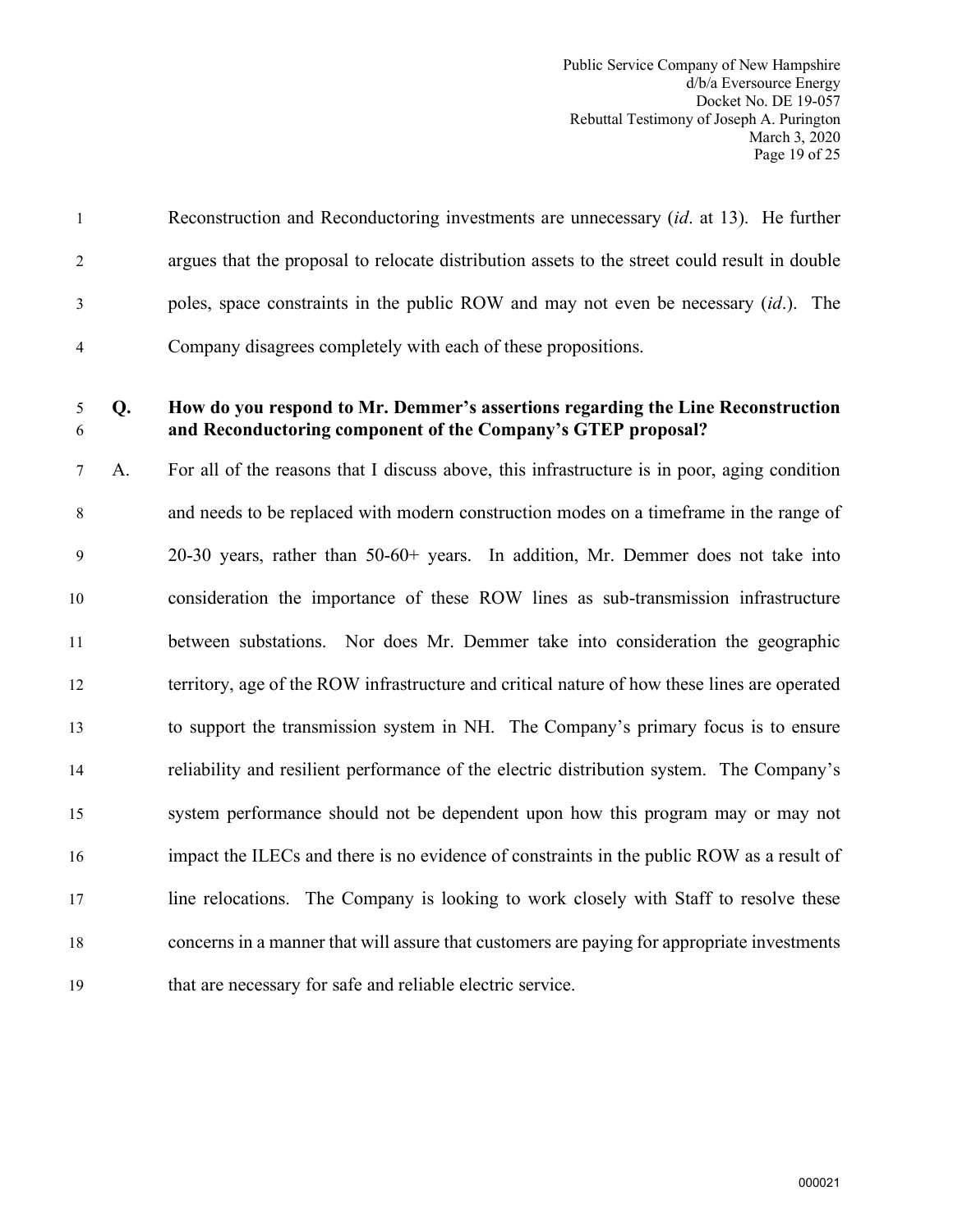Reconstruction and Reconductoring investments are unnecessary (*id*. at 13). He further argues that the proposal to relocate distribution assets to the street could result in double poles, space constraints in the public ROW and may not even be necessary (*id*.). The Company disagrees completely with each of these propositions.

**Q. How do you respond to Mr. Demmer's assertions regarding the Line Reconstruction and Reconductoring component of the Company's GTEP proposal?**

A. For all of the reasons that I discuss above, this infrastructure is in poor, aging condition and needs to be replaced with modern construction modes on a timeframe in the range of 20-30 years, rather than 50-60+ years. In addition, Mr. Demmer does not take into consideration the importance of these ROW lines as sub-transmission infrastructure between substations. Nor does Mr. Demmer take into consideration the geographic territory, age of the ROW infrastructure and critical nature of how these lines are operated to support the transmission system in NH. The Company's primary focus is to ensure reliability and resilient performance of the electric distribution system. The Company's system performance should not be dependent upon how this program may or may not impact the ILECs and there is no evidence of constraints in the public ROW as a result of line relocations. The Company is looking to work closely with Staff to resolve these concerns in a manner that will assure that customers are paying for appropriate investments that are necessary for safe and reliable electric service.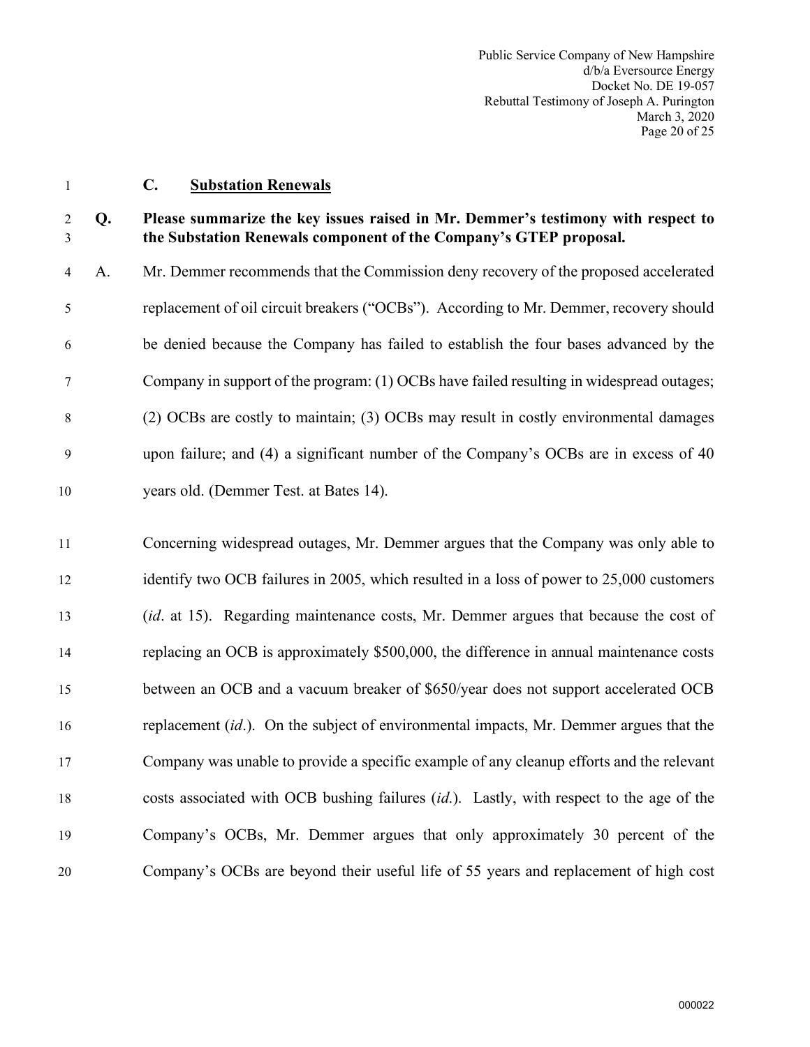### C. Substation Renewals

**Q. Please summarize the key issues raised in Mr. Demmer's testimony with respect to the Substation Renewals component of the Company's GTEP proposal.**

A. Mr. Demmer recommends that the Commission deny recovery of the proposed accelerated replacement of oil circuit breakers ("OCBs"). According to Mr. Demmer, recovery should be denied because the Company has failed to establish the four bases advanced by the Company in support of the program: (1) OCBs have failed resulting in widespread outages; (2) OCBs are costly to maintain; (3) OCBs may result in costly environmental damages upon failure; and (4) a significant number of the Company's OCBs are in excess of 40 years old. (Demmer Test. at Bates 14).

Concerning widespread outages, Mr. Demmer argues that the Company was only able to identify two OCB failures in 2005, which resulted in a loss of power to 25,000 customers (*id*. at 15). Regarding maintenance costs, Mr. Demmer argues that because the cost of replacing an OCB is approximately $500,000, the difference in annual maintenance costs between an OCB and a vacuum breaker of $650/year does not support accelerated OCB replacement (*id*.). On the subject of environmental impacts, Mr. Demmer argues that the Company was unable to provide a specific example of any cleanup efforts and the relevant costs associated with OCB bushing failures (*id*.). Lastly, with respect to the age of the Company's OCBs, Mr. Demmer argues that only approximately 30 percent of the Company's OCBs are beyond their useful life of 55 years and replacement of high cost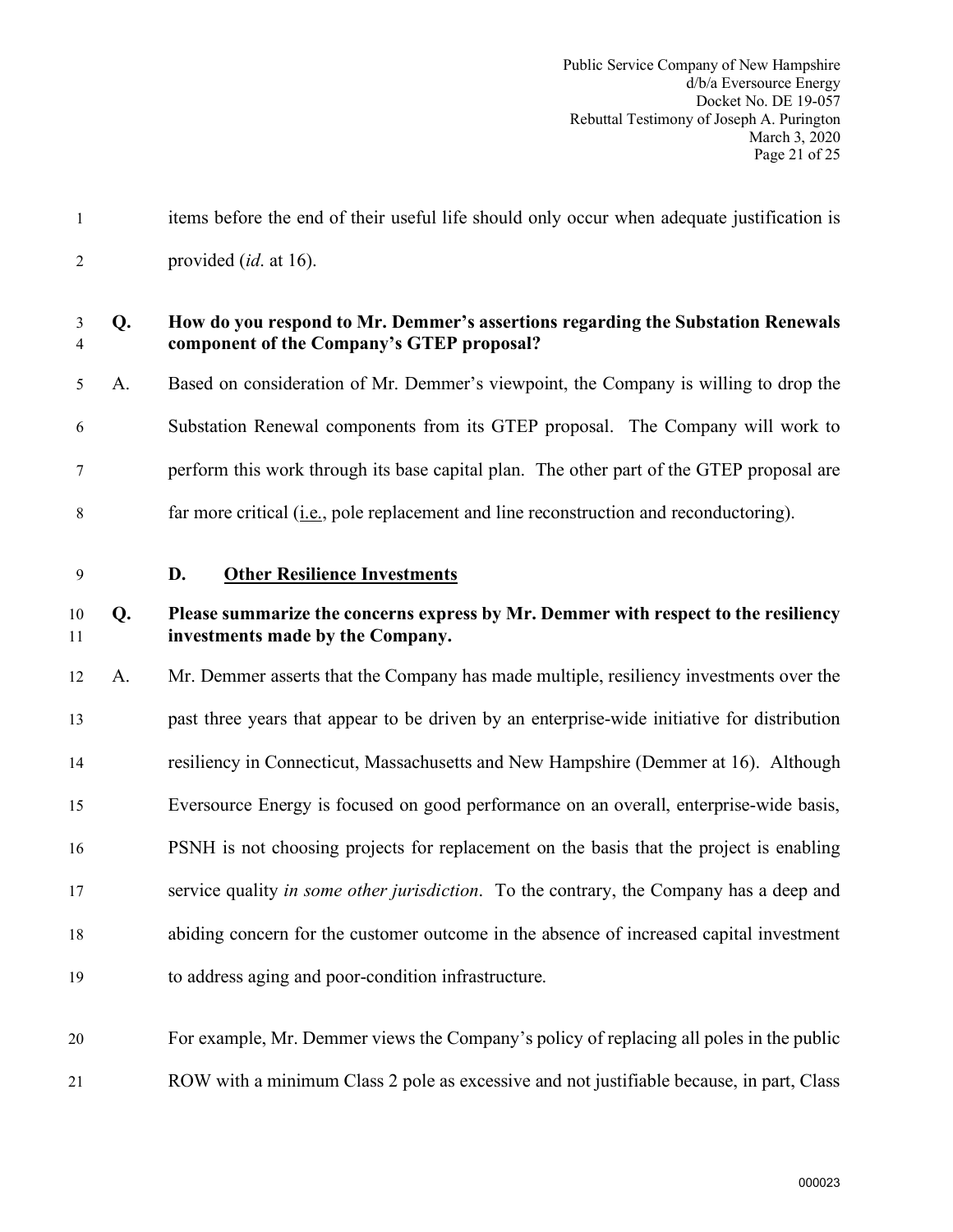items before the end of their useful life should only occur when adequate justification is provided (*id*. at 16).

**Q. How do you respond to Mr. Demmer's assertions regarding the Substation Renewals component of the Company's GTEP proposal?**

A. Based on consideration of Mr. Demmer's viewpoint, the Company is willing to drop the Substation Renewal components from its GTEP proposal. The Company will work to perform this work through its base capital plan. The other part of the GTEP proposal are far more critical (i.e., pole replacement and line reconstruction and reconductoring).

### D. Other Resilience Investments

**Q. Please summarize the concerns express by Mr. Demmer with respect to the resiliency investments made by the Company.**

A. Mr. Demmer asserts that the Company has made multiple, resiliency investments over the past three years that appear to be driven by an enterprise-wide initiative for distribution resiliency in Connecticut, Massachusetts and New Hampshire (Demmer at 16). Although Eversource Energy is focused on good performance on an overall, enterprise-wide basis, PSNH is not choosing projects for replacement on the basis that the project is enabling service quality *in some other jurisdiction*. To the contrary, the Company has a deep and abiding concern for the customer outcome in the absence of increased capital investment to address aging and poor-condition infrastructure.

For example, Mr. Demmer views the Company's policy of replacing all poles in the public ROW with a minimum Class 2 pole as excessive and not justifiable because, in part, Class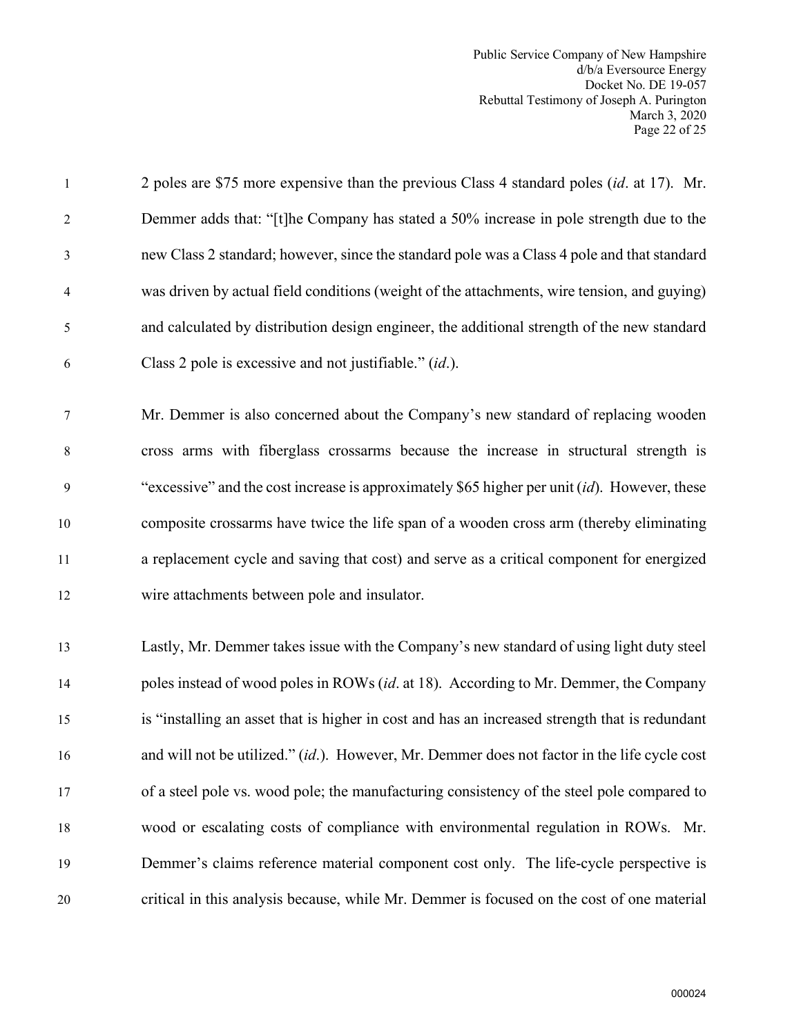2 poles are $75 more expensive than the previous Class 4 standard poles (*id*. at 17). Mr. Demmer adds that: "[t]he Company has stated a 50% increase in pole strength due to the new Class 2 standard; however, since the standard pole was a Class 4 pole and that standard was driven by actual field conditions (weight of the attachments, wire tension, and guying) and calculated by distribution design engineer, the additional strength of the new standard Class 2 pole is excessive and not justifiable." (*id*.).

Mr. Demmer is also concerned about the Company's new standard of replacing wooden cross arms with fiberglass crossarms because the increase in structural strength is "excessive" and the cost increase is approximately $65 higher per unit (*id*). However, these composite crossarms have twice the life span of a wooden cross arm (thereby eliminating a replacement cycle and saving that cost) and serve as a critical component for energized wire attachments between pole and insulator.

Lastly, Mr. Demmer takes issue with the Company's new standard of using light duty steel poles instead of wood poles in ROWs (*id*. at 18). According to Mr. Demmer, the Company is "installing an asset that is higher in cost and has an increased strength that is redundant and will not be utilized." (*id*.). However, Mr. Demmer does not factor in the life cycle cost of a steel pole vs. wood pole; the manufacturing consistency of the steel pole compared to wood or escalating costs of compliance with environmental regulation in ROWs. Mr. Demmer's claims reference material component cost only. The life-cycle perspective is critical in this analysis because, while Mr. Demmer is focused on the cost of one material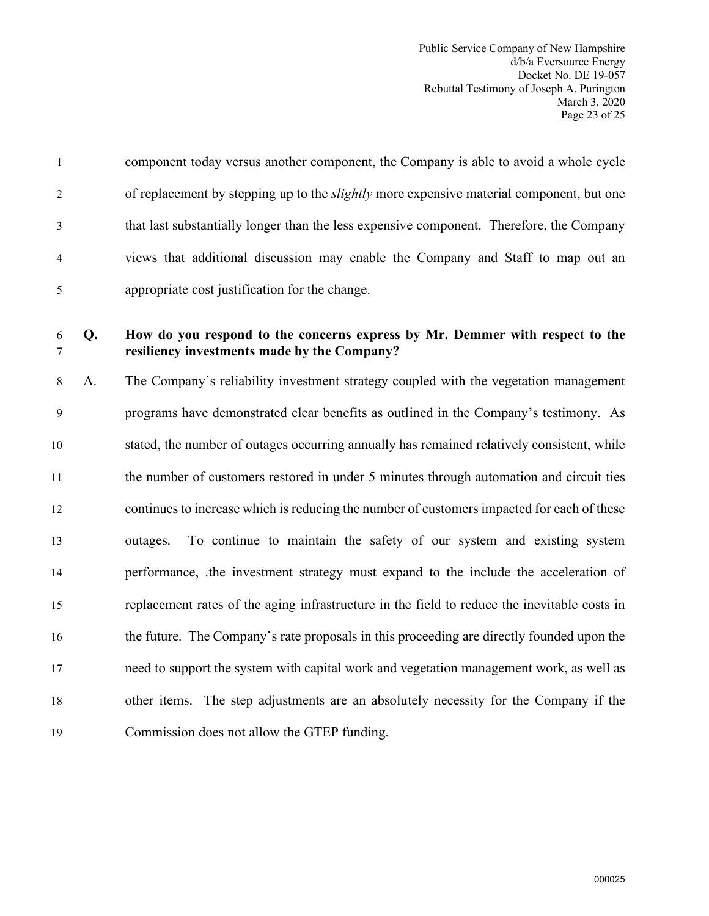component today versus another component, the Company is able to avoid a whole cycle of replacement by stepping up to the *slightly* more expensive material component, but one that last substantially longer than the less expensive component. Therefore, the Company views that additional discussion may enable the Company and Staff to map out an appropriate cost justification for the change.

**Q. How do you respond to the concerns express by Mr. Demmer with respect to the resiliency investments made by the Company?**

A. The Company's reliability investment strategy coupled with the vegetation management programs have demonstrated clear benefits as outlined in the Company's testimony. As stated, the number of outages occurring annually has remained relatively consistent, while the number of customers restored in under 5 minutes through automation and circuit ties continues to increase which is reducing the number of customers impacted for each of these outages. To continue to maintain the safety of our system and existing system performance, .the investment strategy must expand to the include the acceleration of replacement rates of the aging infrastructure in the field to reduce the inevitable costs in the future. The Company's rate proposals in this proceeding are directly founded upon the need to support the system with capital work and vegetation management work, as well as other items. The step adjustments are an absolutely necessity for the Company if the Commission does not allow the GTEP funding.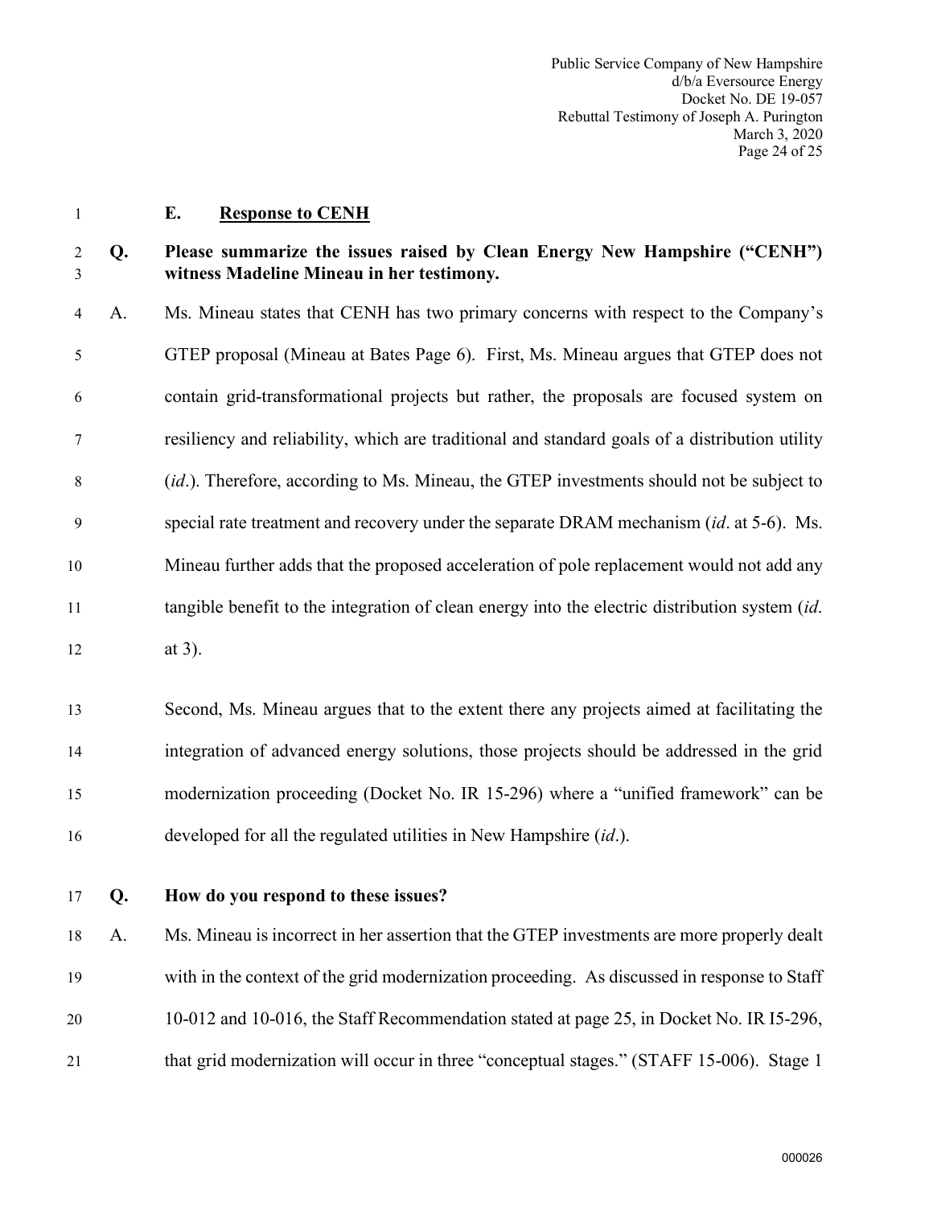**E. Response to CENH**

**Q. Please summarize the issues raised by Clean Energy New Hampshire ("CENH") witness Madeline Mineau in her testimony.**

A. Ms. Mineau states that CENH has two primary concerns with respect to the Company's GTEP proposal (Mineau at Bates Page 6). First, Ms. Mineau argues that GTEP does not contain grid-transformational projects but rather, the proposals are focused system on resiliency and reliability, which are traditional and standard goals of a distribution utility (*id*.). Therefore, according to Ms. Mineau, the GTEP investments should not be subject to special rate treatment and recovery under the separate DRAM mechanism (*id*. at 5-6). Ms. Mineau further adds that the proposed acceleration of pole replacement would not add any tangible benefit to the integration of clean energy into the electric distribution system (*id*. at 3).

Second, Ms. Mineau argues that to the extent there any projects aimed at facilitating the integration of advanced energy solutions, those projects should be addressed in the grid modernization proceeding (Docket No. IR 15-296) where a "unified framework" can be developed for all the regulated utilities in New Hampshire (*id*.).

**Q. How do you respond to these issues?**

A. Ms. Mineau is incorrect in her assertion that the GTEP investments are more properly dealt with in the context of the grid modernization proceeding. As discussed in response to Staff 10-012 and 10-016, the Staff Recommendation stated at page 25, in Docket No. IR I5-296, that grid modernization will occur in three "conceptual stages." (STAFF 15-006). Stage 1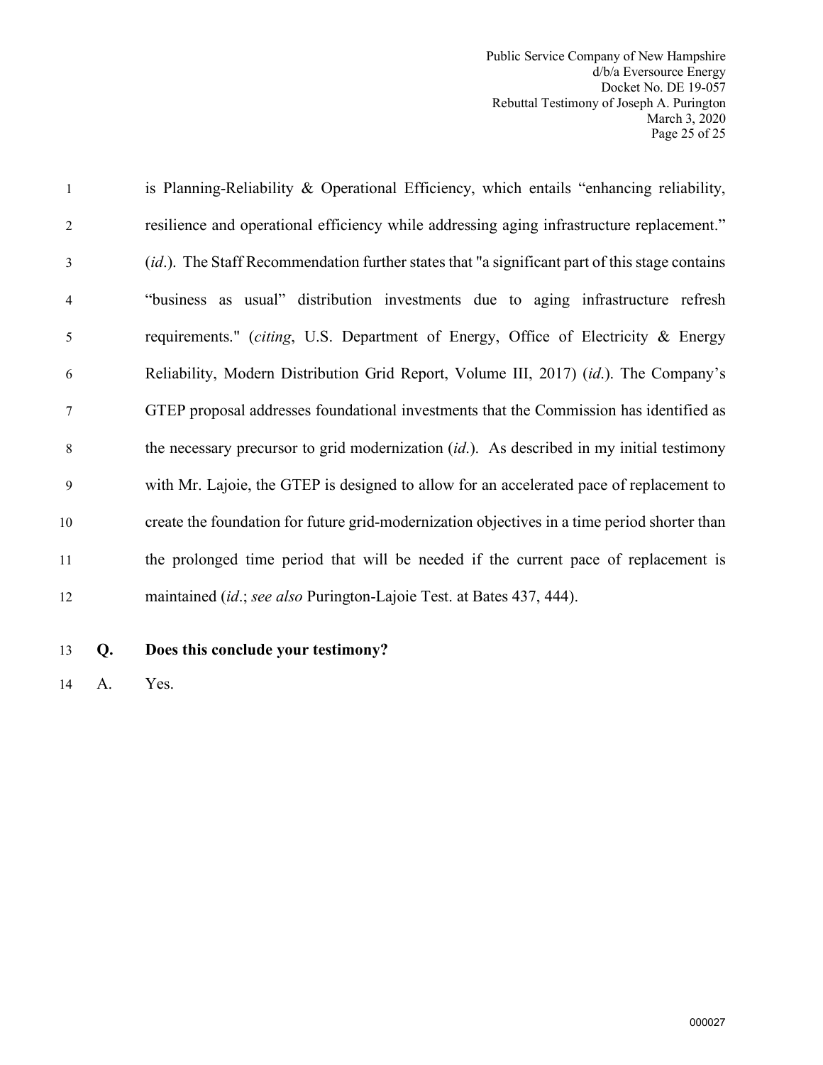is Planning-Reliability & Operational Efficiency, which entails "enhancing reliability, resilience and operational efficiency while addressing aging infrastructure replacement." (*id*.). The Staff Recommendation further states that "a significant part of this stage contains "business as usual" distribution investments due to aging infrastructure refresh requirements." (*citing*, U.S. Department of Energy, Office of Electricity & Energy Reliability, Modern Distribution Grid Report, Volume III, 2017) (*id*.). The Company's GTEP proposal addresses foundational investments that the Commission has identified as the necessary precursor to grid modernization (*id*.). As described in my initial testimony with Mr. Lajoie, the GTEP is designed to allow for an accelerated pace of replacement to create the foundation for future grid-modernization objectives in a time period shorter than the prolonged time period that will be needed if the current pace of replacement is maintained (*id*.; *see also* Purington-Lajoie Test. at Bates 437, 444).

**Q. Does this conclude your testimony?**

A. Yes.